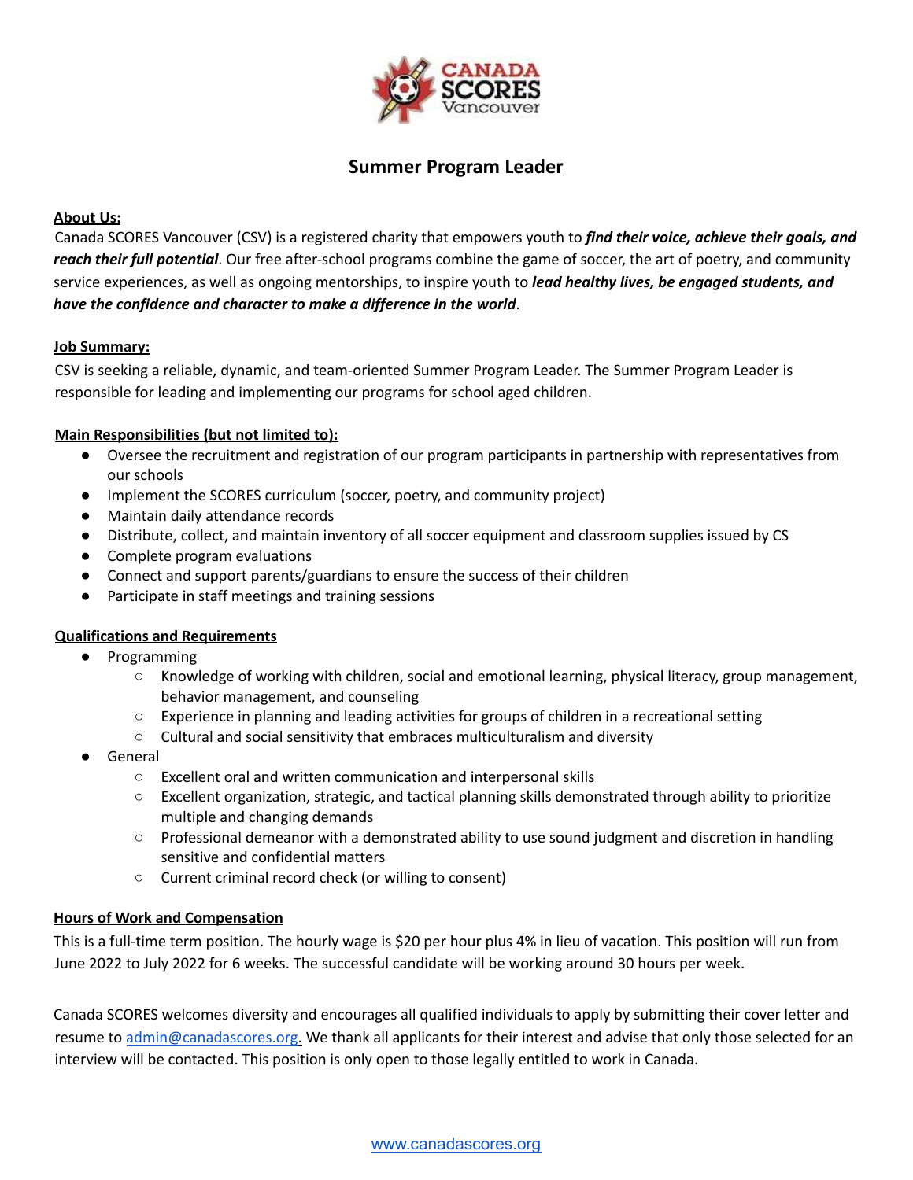# Summer Program Leader

**About Us:**

Canada SCORES Vancouver (CSV) is a registered charity that empowers youth to ***find their voice, achieve their goals, and reach their full potential***. Our free after-school programs combine the game of soccer, the art of poetry, and community service experiences, as well as ongoing mentorships, to inspire youth to ***lead healthy lives, be engaged students, and have the confidence and character to make a difference in the world***.

**Job Summary:**

CSV is seeking a reliable, dynamic, and team-oriented Summer Program Leader. The Summer Program Leader is responsible for leading and implementing our programs for school aged children.

**Main Responsibilities (but not limited to):**

- Oversee the recruitment and registration of our program participants in partnership with representatives from our schools
- Implement the SCORES curriculum (soccer, poetry, and community project)
- Maintain daily attendance records
- Distribute, collect, and maintain inventory of all soccer equipment and classroom supplies issued by CS
- Complete program evaluations
- Connect and support parents/guardians to ensure the success of their children
- Participate in staff meetings and training sessions

**Qualifications and Requirements**

- Programming
  - Knowledge of working with children, social and emotional learning, physical literacy, group management, behavior management, and counseling
  - Experience in planning and leading activities for groups of children in a recreational setting
  - Cultural and social sensitivity that embraces multiculturalism and diversity
- General
  - Excellent oral and written communication and interpersonal skills
  - Excellent organization, strategic, and tactical planning skills demonstrated through ability to prioritize multiple and changing demands
  - Professional demeanor with a demonstrated ability to use sound judgment and discretion in handling sensitive and confidential matters
  - Current criminal record check (or willing to consent)

**Hours of Work and Compensation**

This is a full-time term position. The hourly wage is $20 per hour plus 4% in lieu of vacation. This position will run from June 2022 to July 2022 for 6 weeks. The successful candidate will be working around 30 hours per week.

Canada SCORES welcomes diversity and encourages all qualified individuals to apply by submitting their cover letter and resume to admin@canadascores.org. We thank all applicants for their interest and advise that only those selected for an interview will be contacted. This position is only open to those legally entitled to work in Canada.

www.canadascores.org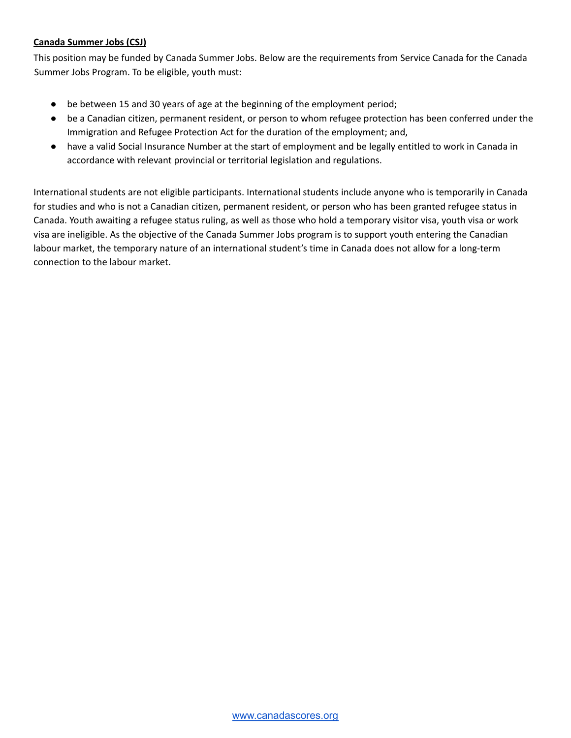**Canada Summer Jobs (CSJ)**

This position may be funded by Canada Summer Jobs. Below are the requirements from Service Canada for the Canada Summer Jobs Program. To be eligible, youth must:

- be between 15 and 30 years of age at the beginning of the employment period;
- be a Canadian citizen, permanent resident, or person to whom refugee protection has been conferred under the Immigration and Refugee Protection Act for the duration of the employment; and,
- have a valid Social Insurance Number at the start of employment and be legally entitled to work in Canada in accordance with relevant provincial or territorial legislation and regulations.

International students are not eligible participants. International students include anyone who is temporarily in Canada for studies and who is not a Canadian citizen, permanent resident, or person who has been granted refugee status in Canada. Youth awaiting a refugee status ruling, as well as those who hold a temporary visitor visa, youth visa or work visa are ineligible. As the objective of the Canada Summer Jobs program is to support youth entering the Canadian labour market, the temporary nature of an international student's time in Canada does not allow for a long-term connection to the labour market.